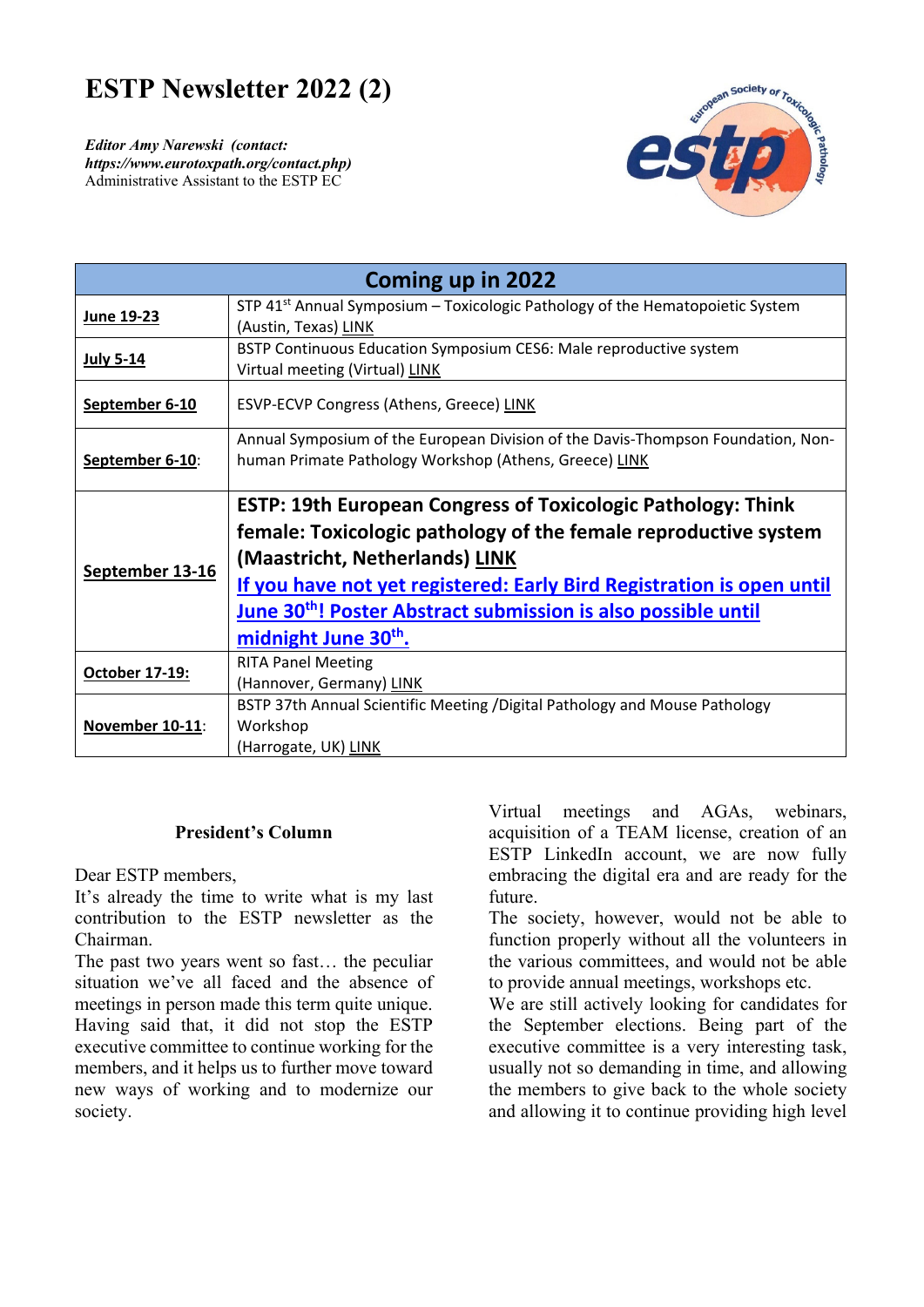# ESTP Newsletter 2022 (2)

***Editor Amy Narewski (contact: https://www.eurotoxpath.org/contact.php)***
Administrative Assistant to the ESTP EC

| Coming up in 2022 | |
|---|---|
| **June 19-23** | STP 41st Annual Symposium – Toxicologic Pathology of the Hematopoietic System (Austin, Texas) LINK |
| **July 5-14** | BSTP Continuous Education Symposium CES6: Male reproductive system Virtual meeting (Virtual) LINK |
| **September 6-10** | ESVP-ECVP Congress (Athens, Greece) LINK |
| **September 6-10**: | Annual Symposium of the European Division of the Davis-Thompson Foundation, Non-human Primate Pathology Workshop (Athens, Greece) LINK |
| **September 13-16** | **ESTP: 19th European Congress of Toxicologic Pathology: Think female: Toxicologic pathology of the female reproductive system (Maastricht, Netherlands) LINK** **If you have not yet registered: Early Bird Registration is open until June 30th! Poster Abstract submission is also possible until midnight June 30th.** |
| **October 17-19:** | RITA Panel Meeting (Hannover, Germany) LINK |
| **November 10-11**: | BSTP 37th Annual Scientific Meeting /Digital Pathology and Mouse Pathology Workshop (Harrogate, UK) LINK |

### President's Column

Dear ESTP members,
It's already the time to write what is my last contribution to the ESTP newsletter as the Chairman.
The past two years went so fast… the peculiar situation we've all faced and the absence of meetings in person made this term quite unique. Having said that, it did not stop the ESTP executive committee to continue working for the members, and it helps us to further move toward new ways of working and to modernize our society.
Virtual meetings and AGAs, webinars, acquisition of a TEAM license, creation of an ESTP LinkedIn account, we are now fully embracing the digital era and are ready for the future.
The society, however, would not be able to function properly without all the volunteers in the various committees, and would not be able to provide annual meetings, workshops etc.
We are still actively looking for candidates for the September elections. Being part of the executive committee is a very interesting task, usually not so demanding in time, and allowing the members to give back to the whole society and allowing it to continue providing high level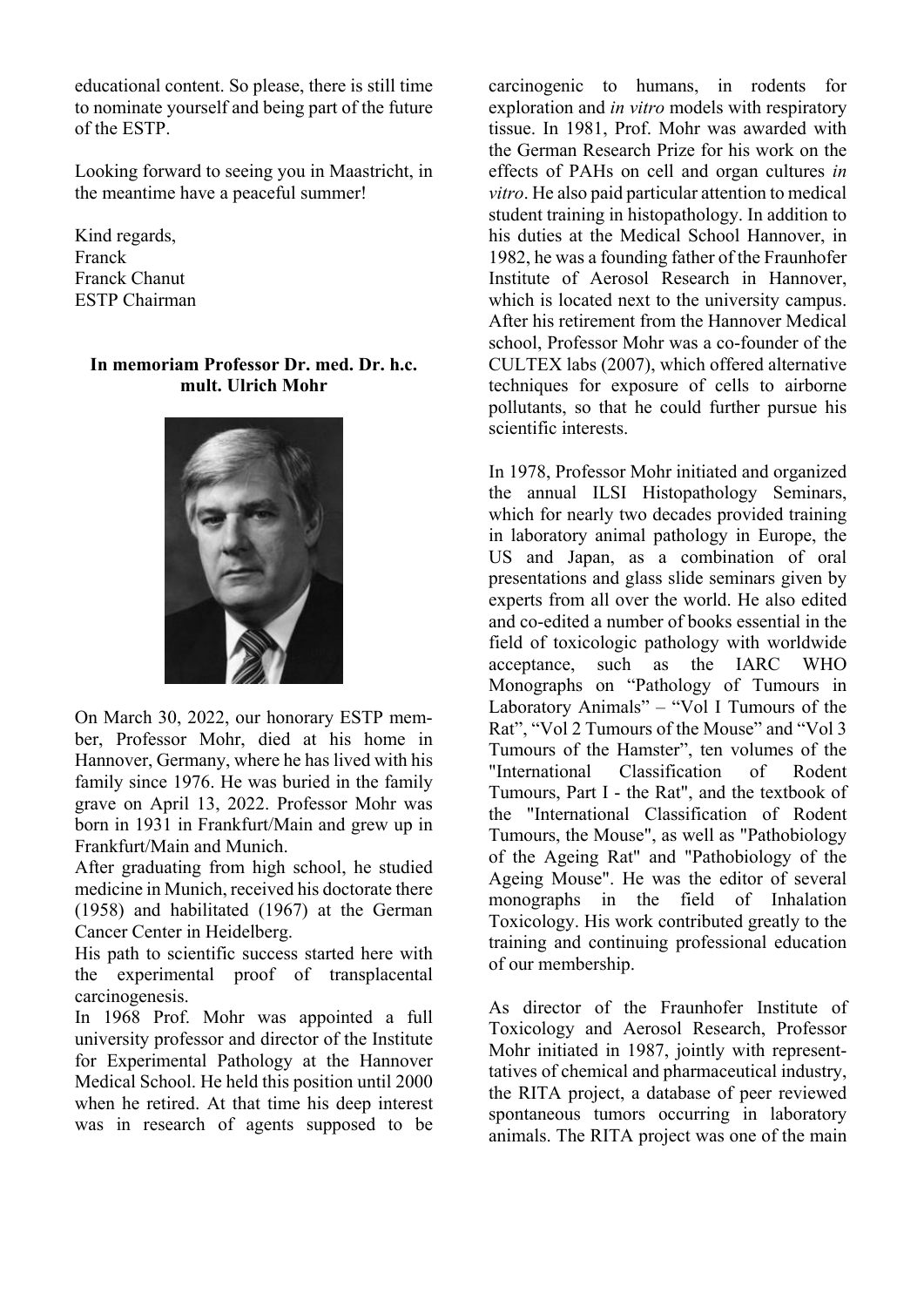educational content. So please, there is still time to nominate yourself and being part of the future of the ESTP.

Looking forward to seeing you in Maastricht, in the meantime have a peaceful summer!

Kind regards,
Franck
Franck Chanut
ESTP Chairman

**In memoriam Professor Dr. med. Dr. h.c. mult. Ulrich Mohr**

On March 30, 2022, our honorary ESTP member, Professor Mohr, died at his home in Hannover, Germany, where he has lived with his family since 1976. He was buried in the family grave on April 13, 2022. Professor Mohr was born in 1931 in Frankfurt/Main and grew up in Frankfurt/Main and Munich.

After graduating from high school, he studied medicine in Munich, received his doctorate there (1958) and habilitated (1967) at the German Cancer Center in Heidelberg.

His path to scientific success started here with the experimental proof of transplacental carcinogenesis.

In 1968 Prof. Mohr was appointed a full university professor and director of the Institute for Experimental Pathology at the Hannover Medical School. He held this position until 2000 when he retired. At that time his deep interest was in research of agents supposed to be carcinogenic to humans, in rodents for exploration and *in vitro* models with respiratory tissue. In 1981, Prof. Mohr was awarded with the German Research Prize for his work on the effects of PAHs on cell and organ cultures *in vitro*. He also paid particular attention to medical student training in histopathology. In addition to his duties at the Medical School Hannover, in 1982, he was a founding father of the Fraunhofer Institute of Aerosol Research in Hannover, which is located next to the university campus. After his retirement from the Hannover Medical school, Professor Mohr was a co-founder of the CULTEX labs (2007), which offered alternative techniques for exposure of cells to airborne pollutants, so that he could further pursue his scientific interests.

In 1978, Professor Mohr initiated and organized the annual ILSI Histopathology Seminars, which for nearly two decades provided training in laboratory animal pathology in Europe, the US and Japan, as a combination of oral presentations and glass slide seminars given by experts from all over the world. He also edited and co-edited a number of books essential in the field of toxicologic pathology with worldwide acceptance, such as the IARC WHO Monographs on "Pathology of Tumours in Laboratory Animals" – "Vol I Tumours of the Rat", "Vol 2 Tumours of the Mouse" and "Vol 3 Tumours of the Hamster", ten volumes of the "International Classification of Rodent Tumours, Part I - the Rat", and the textbook of the "International Classification of Rodent Tumours, the Mouse", as well as "Pathobiology of the Ageing Rat" and "Pathobiology of the Ageing Mouse". He was the editor of several monographs in the field of Inhalation Toxicology. His work contributed greatly to the training and continuing professional education of our membership.

As director of the Fraunhofer Institute of Toxicology and Aerosol Research, Professor Mohr initiated in 1987, jointly with representatives of chemical and pharmaceutical industry, the RITA project, a database of peer reviewed spontaneous tumors occurring in laboratory animals. The RITA project was one of the main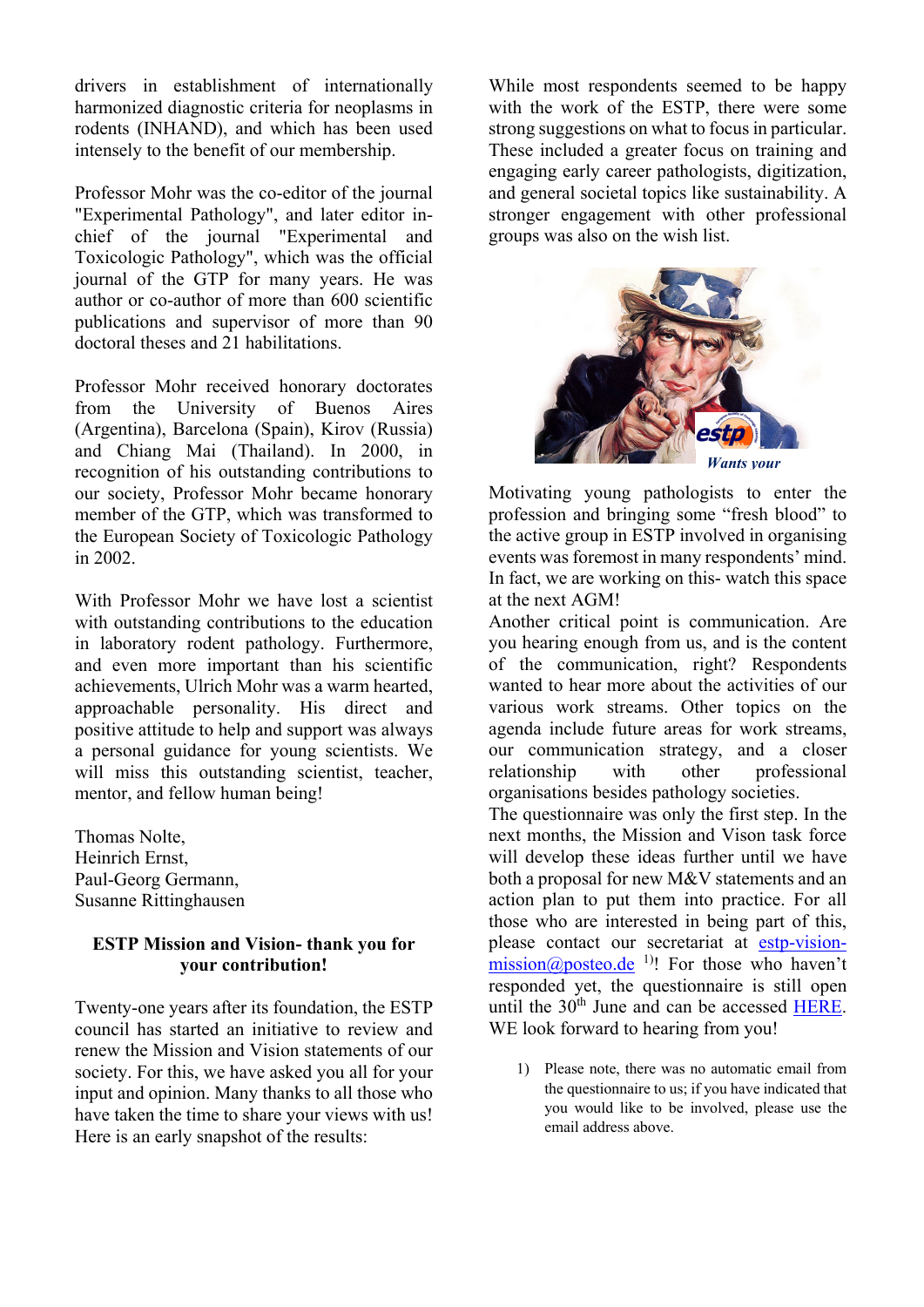drivers in establishment of internationally harmonized diagnostic criteria for neoplasms in rodents (INHAND), and which has been used intensely to the benefit of our membership.

Professor Mohr was the co-editor of the journal "Experimental Pathology", and later editor in-chief of the journal "Experimental and Toxicologic Pathology", which was the official journal of the GTP for many years. He was author or co-author of more than 600 scientific publications and supervisor of more than 90 doctoral theses and 21 habilitations.

Professor Mohr received honorary doctorates from the University of Buenos Aires (Argentina), Barcelona (Spain), Kirov (Russia) and Chiang Mai (Thailand). In 2000, in recognition of his outstanding contributions to our society, Professor Mohr became honorary member of the GTP, which was transformed to the European Society of Toxicologic Pathology in 2002.

With Professor Mohr we have lost a scientist with outstanding contributions to the education in laboratory rodent pathology. Furthermore, and even more important than his scientific achievements, Ulrich Mohr was a warm hearted, approachable personality. His direct and positive attitude to help and support was always a personal guidance for young scientists. We will miss this outstanding scientist, teacher, mentor, and fellow human being!

Thomas Nolte,
Heinrich Ernst,
Paul-Georg Germann,
Susanne Rittinghausen

## ESTP Mission and Vision- thank you for your contribution!

Twenty-one years after its foundation, the ESTP council has started an initiative to review and renew the Mission and Vision statements of our society. For this, we have asked you all for your input and opinion. Many thanks to all those who have taken the time to share your views with us! Here is an early snapshot of the results:

While most respondents seemed to be happy with the work of the ESTP, there were some strong suggestions on what to focus in particular. These included a greater focus on training and engaging early career pathologists, digitization, and general societal topics like sustainability. A stronger engagement with other professional groups was also on the wish list.

*Wants your*

Motivating young pathologists to enter the profession and bringing some "fresh blood" to the active group in ESTP involved in organising events was foremost in many respondents' mind. In fact, we are working on this- watch this space at the next AGM!

Another critical point is communication. Are you hearing enough from us, and is the content of the communication, right? Respondents wanted to hear more about the activities of our various work streams. Other topics on the agenda include future areas for work streams, our communication strategy, and a closer relationship with other professional organisations besides pathology societies.

The questionnaire was only the first step. In the next months, the Mission and Vison task force will develop these ideas further until we have both a proposal for new M&V statements and an action plan to put them into practice. For all those who are interested in being part of this, please contact our secretariat at estp-vision-mission@posteo.de [1)]! For those who haven't responded yet, the questionnaire is still open until the 30th June and can be accessed HERE. WE look forward to hearing from you!

1) Please note, there was no automatic email from the questionnaire to us; if you have indicated that you would like to be involved, please use the email address above.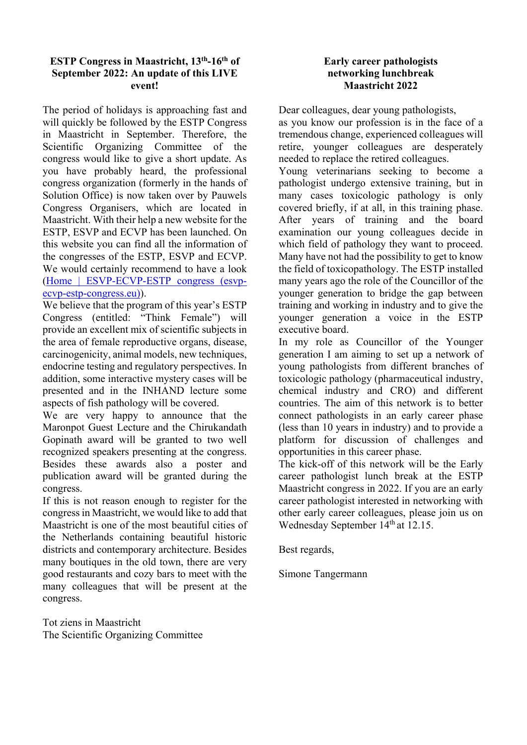## ESTP Congress in Maastricht, 13th-16th of September 2022: An update of this LIVE event!

The period of holidays is approaching fast and will quickly be followed by the ESTP Congress in Maastricht in September. Therefore, the Scientific Organizing Committee of the congress would like to give a short update. As you have probably heard, the professional congress organization (formerly in the hands of Solution Office) is now taken over by Pauwels Congress Organisers, which are located in Maastricht. With their help a new website for the ESTP, ESVP and ECVP has been launched. On this website you can find all the information of the congresses of the ESTP, ESVP and ECVP. We would certainly recommend to have a look ([Home | ESVP-ECVP-ESTP congress (esvp-ecvp-estp-congress.eu)](esvp-ecvp-estp-congress.eu)).

We believe that the program of this year's ESTP Congress (entitled: "Think Female") will provide an excellent mix of scientific subjects in the area of female reproductive organs, disease, carcinogenicity, animal models, new techniques, endocrine testing and regulatory perspectives. In addition, some interactive mystery cases will be presented and in the INHAND lecture some aspects of fish pathology will be covered.

We are very happy to announce that the Maronpot Guest Lecture and the Chirukandath Gopinath award will be granted to two well recognized speakers presenting at the congress. Besides these awards also a poster and publication award will be granted during the congress.

If this is not reason enough to register for the congress in Maastricht, we would like to add that Maastricht is one of the most beautiful cities of the Netherlands containing beautiful historic districts and contemporary architecture. Besides many boutiques in the old town, there are very good restaurants and cozy bars to meet with the many colleagues that will be present at the congress.

Tot ziens in Maastricht
The Scientific Organizing Committee

## Early career pathologists networking lunchbreak Maastricht 2022

Dear colleagues, dear young pathologists,
as you know our profession is in the face of a tremendous change, experienced colleagues will retire, younger colleagues are desperately needed to replace the retired colleagues.

Young veterinarians seeking to become a pathologist undergo extensive training, but in many cases toxicologic pathology is only covered briefly, if at all, in this training phase. After years of training and the board examination our young colleagues decide in which field of pathology they want to proceed. Many have not had the possibility to get to know the field of toxicopathology. The ESTP installed many years ago the role of the Councillor of the younger generation to bridge the gap between training and working in industry and to give the younger generation a voice in the ESTP executive board.

In my role as Councillor of the Younger generation I am aiming to set up a network of young pathologists from different branches of toxicologic pathology (pharmaceutical industry, chemical industry and CRO) and different countries. The aim of this network is to better connect pathologists in an early career phase (less than 10 years in industry) and to provide a platform for discussion of challenges and opportunities in this career phase.

The kick-off of this network will be the Early career pathologist lunch break at the ESTP Maastricht congress in 2022. If you are an early career pathologist interested in networking with other early career colleagues, please join us on Wednesday September 14th at 12.15.

Best regards,

Simone Tangermann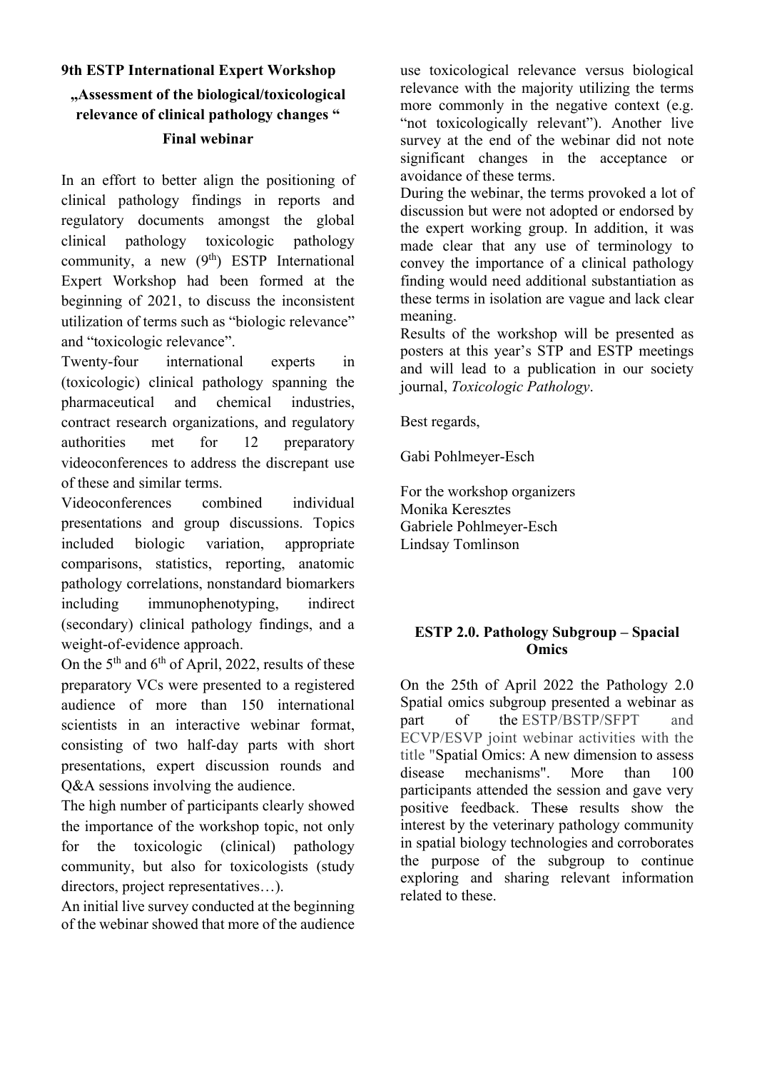## 9th ESTP International Expert Workshop

### „Assessment of the biological/toxicological relevance of clinical pathology changes "

### Final webinar

In an effort to better align the positioning of clinical pathology findings in reports and regulatory documents amongst the global clinical pathology toxicologic pathology community, a new (9th) ESTP International Expert Workshop had been formed at the beginning of 2021, to discuss the inconsistent utilization of terms such as "biologic relevance" and "toxicologic relevance".

Twenty-four international experts in (toxicologic) clinical pathology spanning the pharmaceutical and chemical industries, contract research organizations, and regulatory authorities met for 12 preparatory videoconferences to address the discrepant use of these and similar terms.

Videoconferences combined individual presentations and group discussions. Topics included biologic variation, appropriate comparisons, statistics, reporting, anatomic pathology correlations, nonstandard biomarkers including immunophenotyping, indirect (secondary) clinical pathology findings, and a weight-of-evidence approach.

On the 5th and 6th of April, 2022, results of these preparatory VCs were presented to a registered audience of more than 150 international scientists in an interactive webinar format, consisting of two half-day parts with short presentations, expert discussion rounds and Q&A sessions involving the audience.

The high number of participants clearly showed the importance of the workshop topic, not only for the toxicologic (clinical) pathology community, but also for toxicologists (study directors, project representatives…).

An initial live survey conducted at the beginning of the webinar showed that more of the audience use toxicological relevance versus biological relevance with the majority utilizing the terms more commonly in the negative context (e.g. "not toxicologically relevant"). Another live survey at the end of the webinar did not note significant changes in the acceptance or avoidance of these terms.

During the webinar, the terms provoked a lot of discussion but were not adopted or endorsed by the expert working group. In addition, it was made clear that any use of terminology to convey the importance of a clinical pathology finding would need additional substantiation as these terms in isolation are vague and lack clear meaning.

Results of the workshop will be presented as posters at this year's STP and ESTP meetings and will lead to a publication in our society journal, *Toxicologic Pathology*.

Best regards,

Gabi Pohlmeyer-Esch

For the workshop organizers
Monika Keresztes
Gabriele Pohlmeyer-Esch
Lindsay Tomlinson

## ESTP 2.0. Pathology Subgroup – Spacial Omics

On the 25th of April 2022 the Pathology 2.0 Spatial omics subgroup presented a webinar as part of the ESTP/BSTP/SFPT and ECVP/ESVP joint webinar activities with the title "Spatial Omics: A new dimension to assess disease mechanisms". More than 100 participants attended the session and gave very positive feedback. These results show the interest by the veterinary pathology community in spatial biology technologies and corroborates the purpose of the subgroup to continue exploring and sharing relevant information related to these.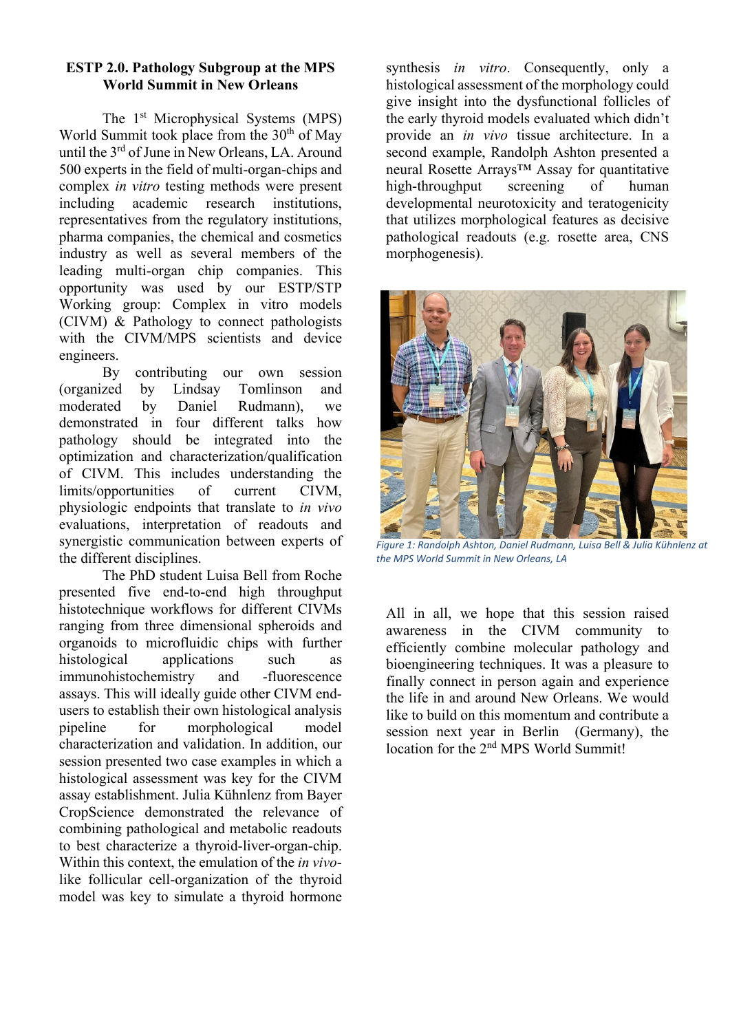**ESTP 2.0. Pathology Subgroup at the MPS World Summit in New Orleans**

The 1st Microphysical Systems (MPS) World Summit took place from the 30th of May until the 3rd of June in New Orleans, LA. Around 500 experts in the field of multi-organ-chips and complex *in vitro* testing methods were present including academic research institutions, representatives from the regulatory institutions, pharma companies, the chemical and cosmetics industry as well as several members of the leading multi-organ chip companies. This opportunity was used by our ESTP/STP Working group: Complex in vitro models (CIVM) & Pathology to connect pathologists with the CIVM/MPS scientists and device engineers.

By contributing our own session (organized by Lindsay Tomlinson and moderated by Daniel Rudmann), we demonstrated in four different talks how pathology should be integrated into the optimization and characterization/qualification of CIVM. This includes understanding the limits/opportunities of current CIVM, physiologic endpoints that translate to *in vivo* evaluations, interpretation of readouts and synergistic communication between experts of the different disciplines.

The PhD student Luisa Bell from Roche presented five end-to-end high throughput histotechnique workflows for different CIVMs ranging from three dimensional spheroids and organoids to microfluidic chips with further histological applications such as immunohistochemistry and -fluorescence assays. This will ideally guide other CIVM end-users to establish their own histological analysis pipeline for morphological model characterization and validation. In addition, our session presented two case examples in which a histological assessment was key for the CIVM assay establishment. Julia Kühnlenz from Bayer CropScience demonstrated the relevance of combining pathological and metabolic readouts to best characterize a thyroid-liver-organ-chip. Within this context, the emulation of the *in vivo*-like follicular cell-organization of the thyroid model was key to simulate a thyroid hormone synthesis *in vitro*. Consequently, only a histological assessment of the morphology could give insight into the dysfunctional follicles of the early thyroid models evaluated which didn't provide an *in vivo* tissue architecture. In a second example, Randolph Ashton presented a neural Rosette Arrays™ Assay for quantitative high-throughput screening of human developmental neurotoxicity and teratogenicity that utilizes morphological features as decisive pathological readouts (e.g. rosette area, CNS morphogenesis).

*Figure 1: Randolph Ashton, Daniel Rudmann, Luisa Bell & Julia Kühnlenz at the MPS World Summit in New Orleans, LA*

All in all, we hope that this session raised awareness in the CIVM community to efficiently combine molecular pathology and bioengineering techniques. It was a pleasure to finally connect in person again and experience the life in and around New Orleans. We would like to build on this momentum and contribute a session next year in Berlin (Germany), the location for the 2nd MPS World Summit!